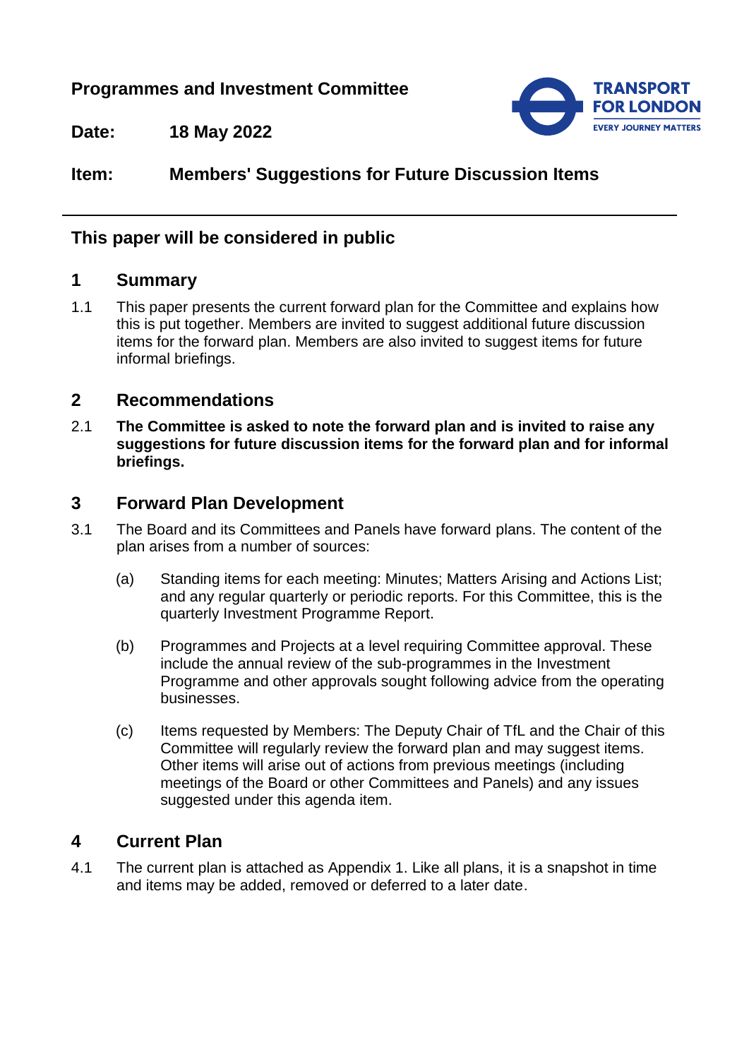**Programmes and Investment Committee**

**Date:** **18 May 2022**

**Item:** **Members' Suggestions for Future Discussion Items**

---

## This paper will be considered in public

## 1 Summary

1.1 This paper presents the current forward plan for the Committee and explains how this is put together. Members are invited to suggest additional future discussion items for the forward plan. Members are also invited to suggest items for future informal briefings.

## 2 Recommendations

2.1 **The Committee is asked to note the forward plan and is invited to raise any suggestions for future discussion items for the forward plan and for informal briefings.**

## 3 Forward Plan Development

3.1 The Board and its Committees and Panels have forward plans. The content of the plan arises from a number of sources:

(a) Standing items for each meeting: Minutes; Matters Arising and Actions List; and any regular quarterly or periodic reports. For this Committee, this is the quarterly Investment Programme Report.

(b) Programmes and Projects at a level requiring Committee approval. These include the annual review of the sub-programmes in the Investment Programme and other approvals sought following advice from the operating businesses.

(c) Items requested by Members: The Deputy Chair of TfL and the Chair of this Committee will regularly review the forward plan and may suggest items. Other items will arise out of actions from previous meetings (including meetings of the Board or other Committees and Panels) and any issues suggested under this agenda item.

## 4 Current Plan

4.1 The current plan is attached as Appendix 1. Like all plans, it is a snapshot in time and items may be added, removed or deferred to a later date.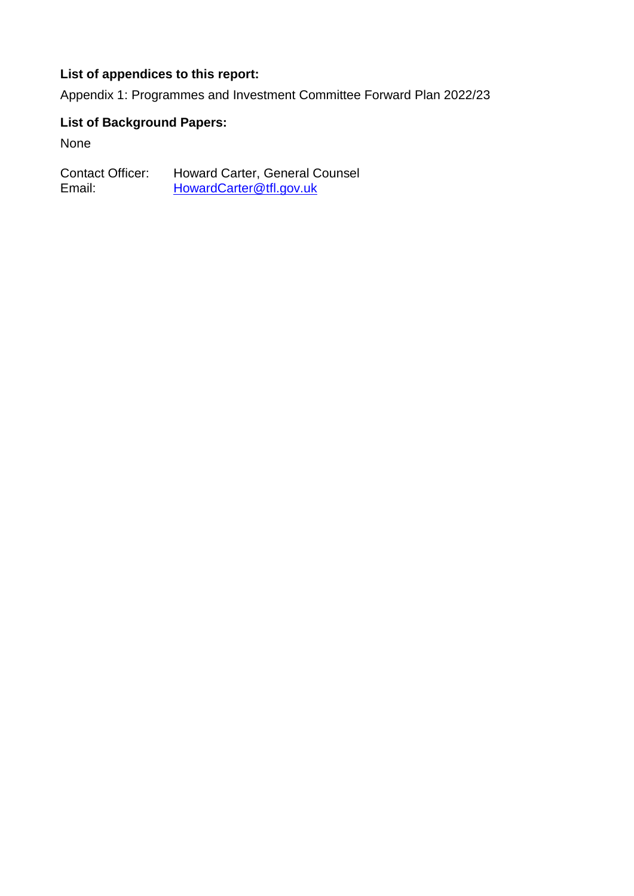**List of appendices to this report:**

Appendix 1: Programmes and Investment Committee Forward Plan 2022/23

**List of Background Papers:**

None

Contact Officer: Howard Carter, General Counsel
Email: HowardCarter@tfl.gov.uk